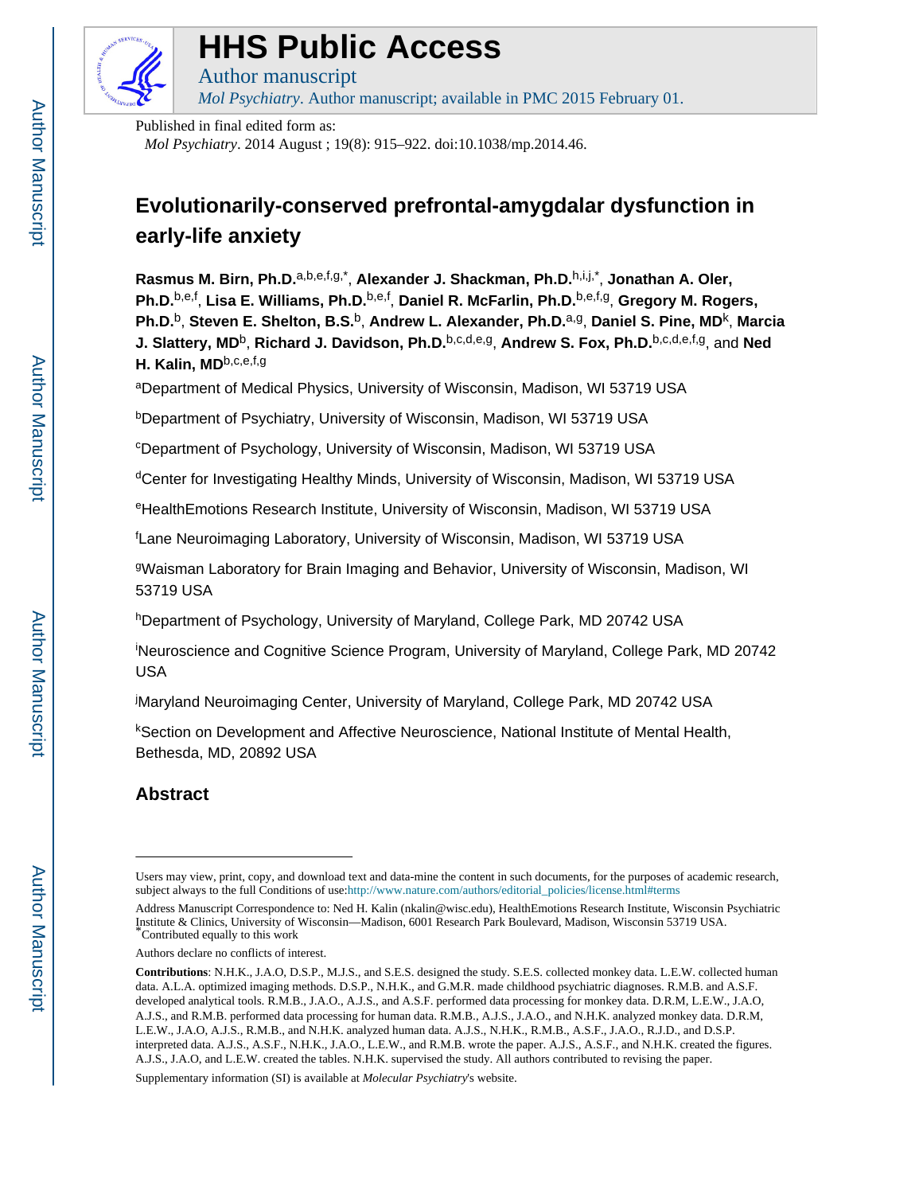# HHS Public Access

Author manuscript

*Mol Psychiatry*. Author manuscript; available in PMC 2015 February 01.

Published in final edited form as:

*Mol Psychiatry*. 2014 August ; 19(8): 915–922. doi:10.1038/mp.2014.46.

## Evolutionarily-conserved prefrontal-amygdalar dysfunction in early-life anxiety

**Rasmus M. Birn, Ph.D.**[a,b,e,f,g,*], **Alexander J. Shackman, Ph.D.**[h,i,j,*], **Jonathan A. Oler, Ph.D.**[b,e,f], **Lisa E. Williams, Ph.D.**[b,e,f], **Daniel R. McFarlin, Ph.D.**[b,e,f,g], **Gregory M. Rogers, Ph.D.**[b], **Steven E. Shelton, B.S.**[b], **Andrew L. Alexander, Ph.D.**[a,g], **Daniel S. Pine, MD**[k], **Marcia J. Slattery, MD**[b], **Richard J. Davidson, Ph.D.**[b,c,d,e,g], **Andrew S. Fox, Ph.D.**[b,c,d,e,f,g], and **Ned H. Kalin, MD**[b,c,e,f,g]

[a]Department of Medical Physics, University of Wisconsin, Madison, WI 53719 USA

[b]Department of Psychiatry, University of Wisconsin, Madison, WI 53719 USA

[c]Department of Psychology, University of Wisconsin, Madison, WI 53719 USA

[d]Center for Investigating Healthy Minds, University of Wisconsin, Madison, WI 53719 USA

[e]HealthEmotions Research Institute, University of Wisconsin, Madison, WI 53719 USA

[f]Lane Neuroimaging Laboratory, University of Wisconsin, Madison, WI 53719 USA

[g]Waisman Laboratory for Brain Imaging and Behavior, University of Wisconsin, Madison, WI 53719 USA

[h]Department of Psychology, University of Maryland, College Park, MD 20742 USA

[i]Neuroscience and Cognitive Science Program, University of Maryland, College Park, MD 20742 USA

[j]Maryland Neuroimaging Center, University of Maryland, College Park, MD 20742 USA

[k]Section on Development and Affective Neuroscience, National Institute of Mental Health, Bethesda, MD, 20892 USA

## Abstract

---

Users may view, print, copy, and download text and data-mine the content in such documents, for the purposes of academic research, subject always to the full Conditions of use:http://www.nature.com/authors/editorial_policies/license.html#terms

Address Manuscript Correspondence to: Ned H. Kalin (nkalin@wisc.edu), HealthEmotions Research Institute, Wisconsin Psychiatric Institute & Clinics, University of Wisconsin—Madison, 6001 Research Park Boulevard, Madison, Wisconsin 53719 USA.

*Contributed equally to this work

Authors declare no conflicts of interest.

**Contributions**: N.H.K., J.A.O, D.S.P., M.J.S., and S.E.S. designed the study. S.E.S. collected monkey data. L.E.W. collected human data. A.L.A. optimized imaging methods. D.S.P., N.H.K., and G.M.R. made childhood psychiatric diagnoses. R.M.B. and A.S.F. developed analytical tools. R.M.B., J.A.O., A.J.S., and A.S.F. performed data processing for monkey data. D.R.M, L.E.W., J.A.O, A.J.S., and R.M.B. performed data processing for human data. R.M.B., A.J.S., J.A.O., and N.H.K. analyzed monkey data. D.R.M, L.E.W., J.A.O, A.J.S., R.M.B., and N.H.K. analyzed human data. A.J.S., N.H.K., R.M.B., A.S.F., J.A.O., R.J.D., and D.S.P. interpreted data. A.J.S., A.S.F., N.H.K., J.A.O., L.E.W., and R.M.B. wrote the paper. A.J.S., A.S.F., and N.H.K. created the figures. A.J.S., J.A.O, and L.E.W. created the tables. N.H.K. supervised the study. All authors contributed to revising the paper.

Supplementary information (SI) is available at *Molecular Psychiatry*'s website.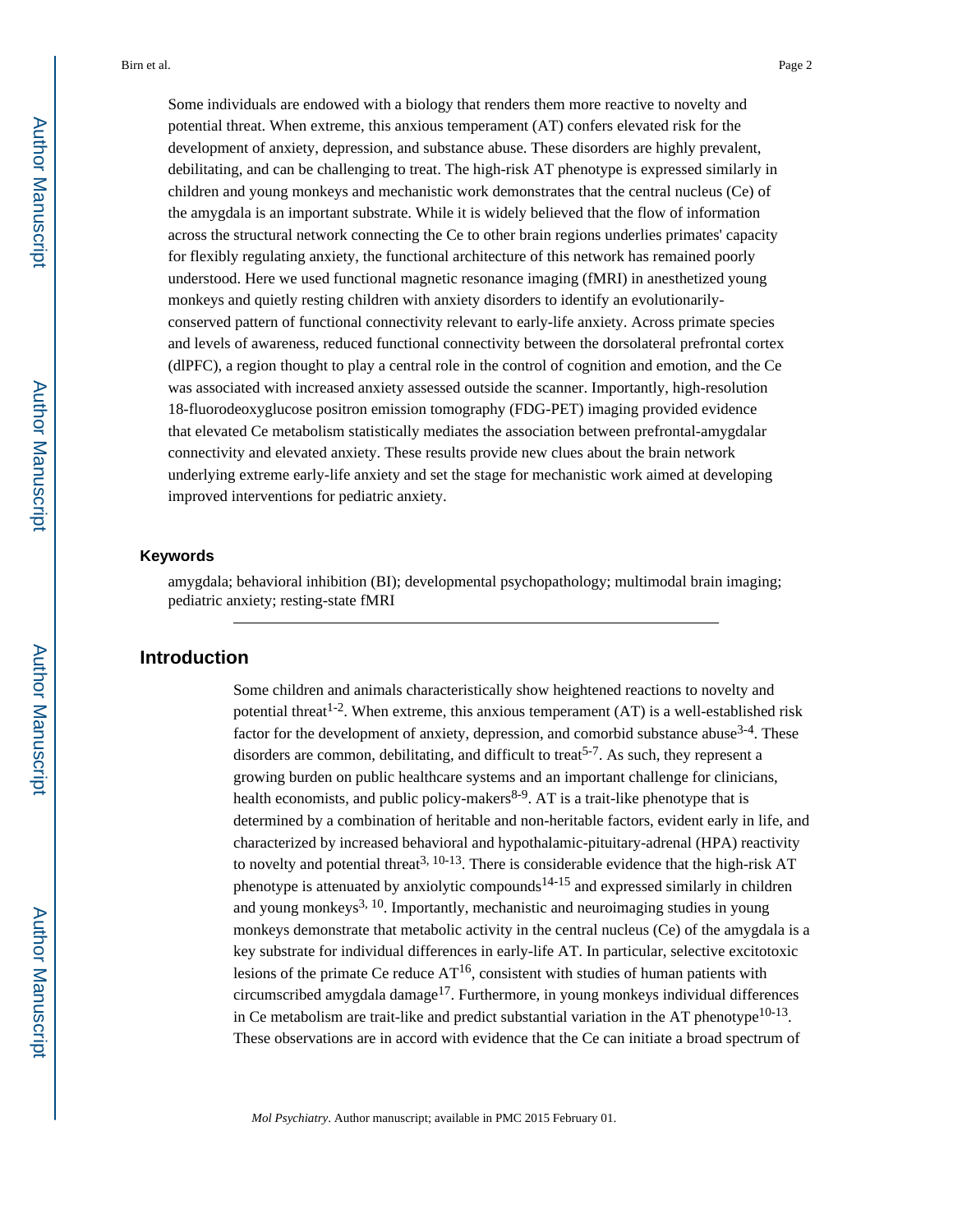Some individuals are endowed with a biology that renders them more reactive to novelty and potential threat. When extreme, this anxious temperament (AT) confers elevated risk for the development of anxiety, depression, and substance abuse. These disorders are highly prevalent, debilitating, and can be challenging to treat. The high-risk AT phenotype is expressed similarly in children and young monkeys and mechanistic work demonstrates that the central nucleus (Ce) of the amygdala is an important substrate. While it is widely believed that the flow of information across the structural network connecting the Ce to other brain regions underlies primates' capacity for flexibly regulating anxiety, the functional architecture of this network has remained poorly understood. Here we used functional magnetic resonance imaging (fMRI) in anesthetized young monkeys and quietly resting children with anxiety disorders to identify an evolutionarily-conserved pattern of functional connectivity relevant to early-life anxiety. Across primate species and levels of awareness, reduced functional connectivity between the dorsolateral prefrontal cortex (dlPFC), a region thought to play a central role in the control of cognition and emotion, and the Ce was associated with increased anxiety assessed outside the scanner. Importantly, high-resolution 18-fluorodeoxyglucose positron emission tomography (FDG-PET) imaging provided evidence that elevated Ce metabolism statistically mediates the association between prefrontal-amygdalar connectivity and elevated anxiety. These results provide new clues about the brain network underlying extreme early-life anxiety and set the stage for mechanistic work aimed at developing improved interventions for pediatric anxiety.

### Keywords

amygdala; behavioral inhibition (BI); developmental psychopathology; multimodal brain imaging; pediatric anxiety; resting-state fMRI

## Introduction

Some children and animals characteristically show heightened reactions to novelty and potential threat[1-2]. When extreme, this anxious temperament (AT) is a well-established risk factor for the development of anxiety, depression, and comorbid substance abuse[3-4]. These disorders are common, debilitating, and difficult to treat[5-7]. As such, they represent a growing burden on public healthcare systems and an important challenge for clinicians, health economists, and public policy-makers[8-9]. AT is a trait-like phenotype that is determined by a combination of heritable and non-heritable factors, evident early in life, and characterized by increased behavioral and hypothalamic-pituitary-adrenal (HPA) reactivity to novelty and potential threat[3, 10-13]. There is considerable evidence that the high-risk AT phenotype is attenuated by anxiolytic compounds[14-15] and expressed similarly in children and young monkeys[3, 10]. Importantly, mechanistic and neuroimaging studies in young monkeys demonstrate that metabolic activity in the central nucleus (Ce) of the amygdala is a key substrate for individual differences in early-life AT. In particular, selective excitotoxic lesions of the primate Ce reduce AT[16], consistent with studies of human patients with circumscribed amygdala damage[17]. Furthermore, in young monkeys individual differences in Ce metabolism are trait-like and predict substantial variation in the AT phenotype[10-13]. These observations are in accord with evidence that the Ce can initiate a broad spectrum of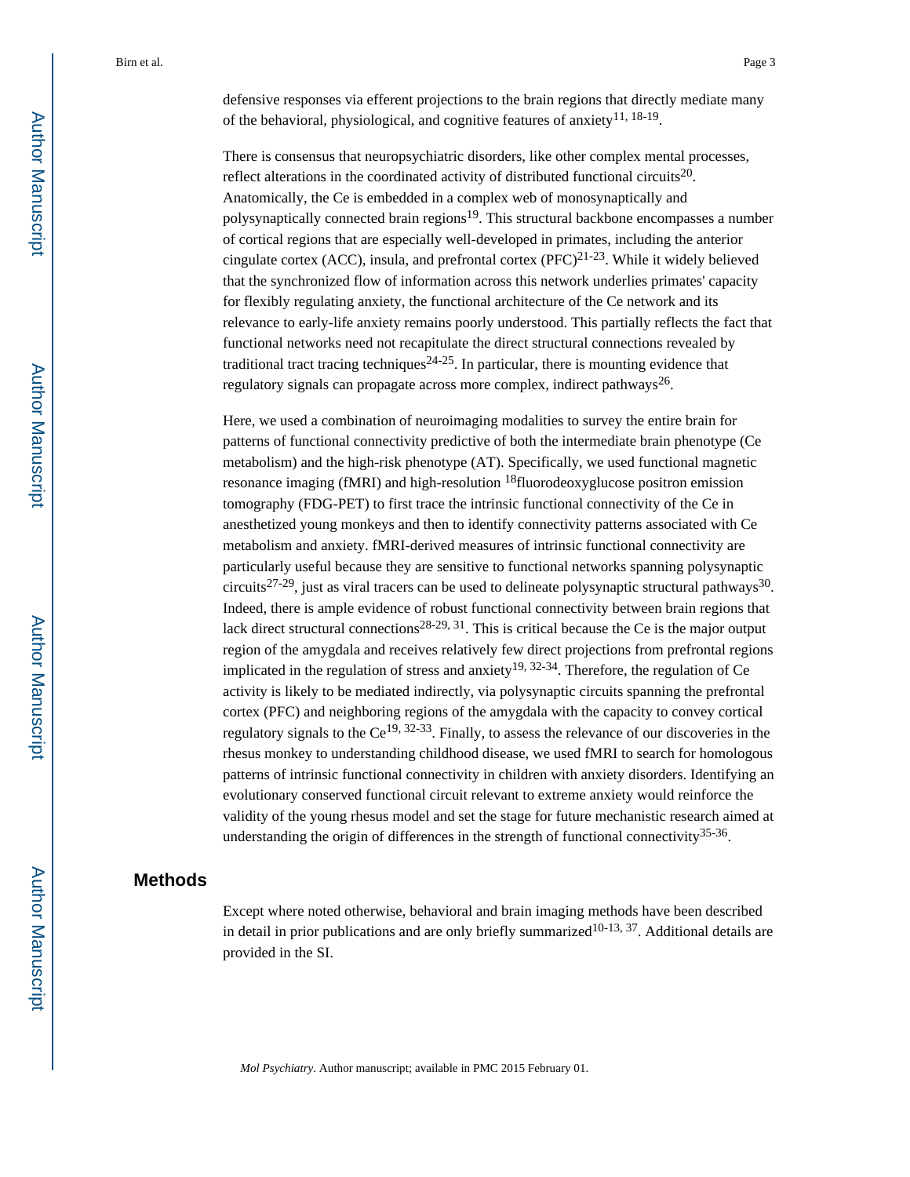defensive responses via efferent projections to the brain regions that directly mediate many of the behavioral, physiological, and cognitive features of anxiety[11, 18-19].

There is consensus that neuropsychiatric disorders, like other complex mental processes, reflect alterations in the coordinated activity of distributed functional circuits[20]. Anatomically, the Ce is embedded in a complex web of monosynaptically and polysynaptically connected brain regions[19]. This structural backbone encompasses a number of cortical regions that are especially well-developed in primates, including the anterior cingulate cortex (ACC), insula, and prefrontal cortex (PFC)[21-23]. While it widely believed that the synchronized flow of information across this network underlies primates' capacity for flexibly regulating anxiety, the functional architecture of the Ce network and its relevance to early-life anxiety remains poorly understood. This partially reflects the fact that functional networks need not recapitulate the direct structural connections revealed by traditional tract tracing techniques[24-25]. In particular, there is mounting evidence that regulatory signals can propagate across more complex, indirect pathways[26].

Here, we used a combination of neuroimaging modalities to survey the entire brain for patterns of functional connectivity predictive of both the intermediate brain phenotype (Ce metabolism) and the high-risk phenotype (AT). Specifically, we used functional magnetic resonance imaging (fMRI) and high-resolution $^{18}$fluorodeoxyglucose positron emission tomography (FDG-PET) to first trace the intrinsic functional connectivity of the Ce in anesthetized young monkeys and then to identify connectivity patterns associated with Ce metabolism and anxiety. fMRI-derived measures of intrinsic functional connectivity are particularly useful because they are sensitive to functional networks spanning polysynaptic circuits[27-29], just as viral tracers can be used to delineate polysynaptic structural pathways[30]. Indeed, there is ample evidence of robust functional connectivity between brain regions that lack direct structural connections[28-29, 31]. This is critical because the Ce is the major output region of the amygdala and receives relatively few direct projections from prefrontal regions implicated in the regulation of stress and anxiety[19, 32-34]. Therefore, the regulation of Ce activity is likely to be mediated indirectly, via polysynaptic circuits spanning the prefrontal cortex (PFC) and neighboring regions of the amygdala with the capacity to convey cortical regulatory signals to the Ce[19, 32-33]. Finally, to assess the relevance of our discoveries in the rhesus monkey to understanding childhood disease, we used fMRI to search for homologous patterns of intrinsic functional connectivity in children with anxiety disorders. Identifying an evolutionary conserved functional circuit relevant to extreme anxiety would reinforce the validity of the young rhesus model and set the stage for future mechanistic research aimed at understanding the origin of differences in the strength of functional connectivity[35-36].

## Methods

Except where noted otherwise, behavioral and brain imaging methods have been described in detail in prior publications and are only briefly summarized[10-13, 37]. Additional details are provided in the SI.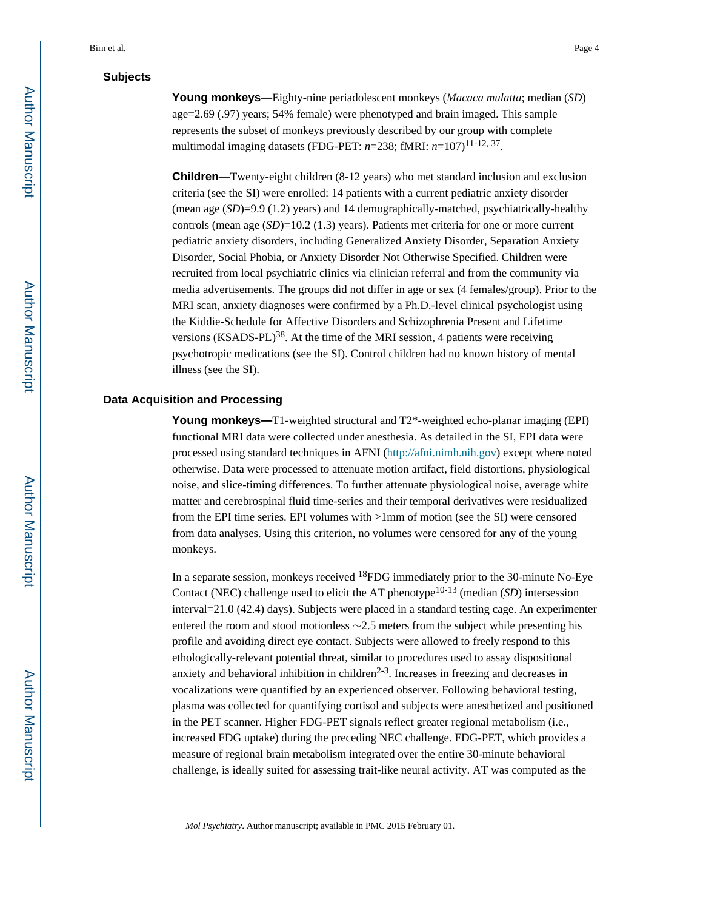## Subjects

**Young monkeys—**Eighty-nine periadolescent monkeys (*Macaca mulatta*; median (*SD*) age=2.69 (.97) years; 54% female) were phenotyped and brain imaged. This sample represents the subset of monkeys previously described by our group with complete multimodal imaging datasets (FDG-PET: *n*=238; fMRI: *n*=107)[11-12, 37].

**Children—**Twenty-eight children (8-12 years) who met standard inclusion and exclusion criteria (see the SI) were enrolled: 14 patients with a current pediatric anxiety disorder (mean age (*SD*)=9.9 (1.2) years) and 14 demographically-matched, psychiatrically-healthy controls (mean age (*SD*)=10.2 (1.3) years). Patients met criteria for one or more current pediatric anxiety disorders, including Generalized Anxiety Disorder, Separation Anxiety Disorder, Social Phobia, or Anxiety Disorder Not Otherwise Specified. Children were recruited from local psychiatric clinics via clinician referral and from the community via media advertisements. The groups did not differ in age or sex (4 females/group). Prior to the MRI scan, anxiety diagnoses were confirmed by a Ph.D.-level clinical psychologist using the Kiddie-Schedule for Affective Disorders and Schizophrenia Present and Lifetime versions (KSADS-PL)[38]. At the time of the MRI session, 4 patients were receiving psychotropic medications (see the SI). Control children had no known history of mental illness (see the SI).

## Data Acquisition and Processing

**Young monkeys—**T1-weighted structural and T2*-weighted echo-planar imaging (EPI) functional MRI data were collected under anesthesia. As detailed in the SI, EPI data were processed using standard techniques in AFNI (http://afni.nimh.nih.gov) except where noted otherwise. Data were processed to attenuate motion artifact, field distortions, physiological noise, and slice-timing differences. To further attenuate physiological noise, average white matter and cerebrospinal fluid time-series and their temporal derivatives were residualized from the EPI time series. EPI volumes with >1mm of motion (see the SI) were censored from data analyses. Using this criterion, no volumes were censored for any of the young monkeys.

In a separate session, monkeys received $^{18}$FDG immediately prior to the 30-minute No-Eye Contact (NEC) challenge used to elicit the AT phenotype[10-13] (median (*SD*) intersession interval=21.0 (42.4) days). Subjects were placed in a standard testing cage. An experimenter entered the room and stood motionless ~2.5 meters from the subject while presenting his profile and avoiding direct eye contact. Subjects were allowed to freely respond to this ethologically-relevant potential threat, similar to procedures used to assay dispositional anxiety and behavioral inhibition in children[2-3]. Increases in freezing and decreases in vocalizations were quantified by an experienced observer. Following behavioral testing, plasma was collected for quantifying cortisol and subjects were anesthetized and positioned in the PET scanner. Higher FDG-PET signals reflect greater regional metabolism (i.e., increased FDG uptake) during the preceding NEC challenge. FDG-PET, which provides a measure of regional brain metabolism integrated over the entire 30-minute behavioral challenge, is ideally suited for assessing trait-like neural activity. AT was computed as the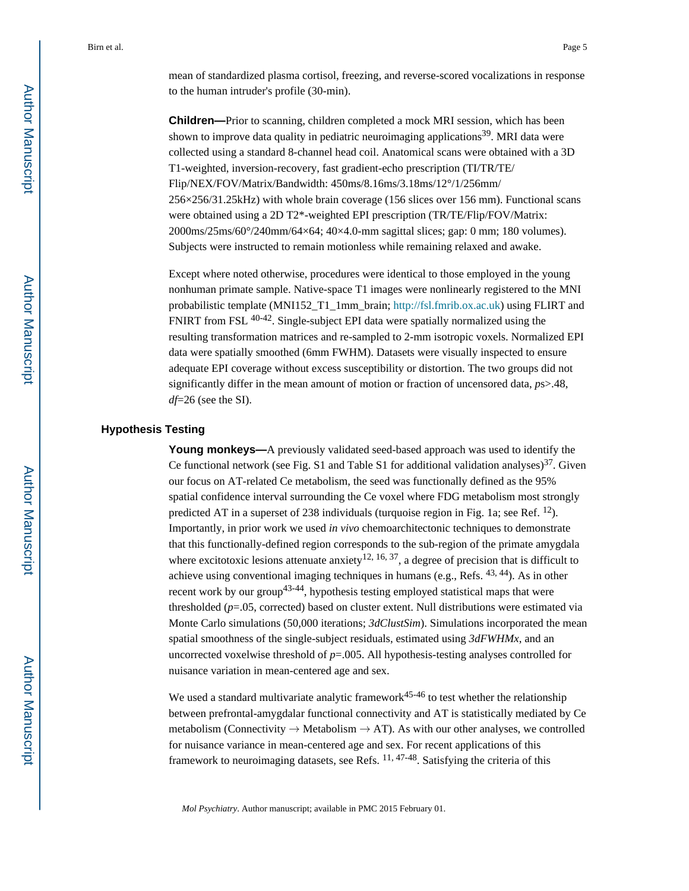mean of standardized plasma cortisol, freezing, and reverse-scored vocalizations in response to the human intruder's profile (30-min).

**Children—**Prior to scanning, children completed a mock MRI session, which has been shown to improve data quality in pediatric neuroimaging applications[39]. MRI data were collected using a standard 8-channel head coil. Anatomical scans were obtained with a 3D T1-weighted, inversion-recovery, fast gradient-echo prescription (TI/TR/TE/Flip/NEX/FOV/Matrix/Bandwidth: 450ms/8.16ms/3.18ms/12°/1/256mm/256×256/31.25kHz) with whole brain coverage (156 slices over 156 mm). Functional scans were obtained using a 2D T2*-weighted EPI prescription (TR/TE/Flip/FOV/Matrix: 2000ms/25ms/60°/240mm/64×64; 40×4.0-mm sagittal slices; gap: 0 mm; 180 volumes). Subjects were instructed to remain motionless while remaining relaxed and awake.

Except where noted otherwise, procedures were identical to those employed in the young nonhuman primate sample. Native-space T1 images were nonlinearly registered to the MNI probabilistic template (MNI152_T1_1mm_brain; http://fsl.fmrib.ox.ac.uk) using FLIRT and FNIRT from FSL [40-42]. Single-subject EPI data were spatially normalized using the resulting transformation matrices and re-sampled to 2-mm isotropic voxels. Normalized EPI data were spatially smoothed (6mm FWHM). Datasets were visually inspected to ensure adequate EPI coverage without excess susceptibility or distortion. The two groups did not significantly differ in the mean amount of motion or fraction of uncensored data, $p$s>.48, $df$=26 (see the SI).

### Hypothesis Testing

**Young monkeys—**A previously validated seed-based approach was used to identify the Ce functional network (see Fig. S1 and Table S1 for additional validation analyses)[37]. Given our focus on AT-related Ce metabolism, the seed was functionally defined as the 95% spatial confidence interval surrounding the Ce voxel where FDG metabolism most strongly predicted AT in a superset of 238 individuals (turquoise region in Fig. 1a; see Ref. [12]). Importantly, in prior work we used *in vivo* chemoarchitectonic techniques to demonstrate that this functionally-defined region corresponds to the sub-region of the primate amygdala where excitotoxic lesions attenuate anxiety[12, 16, 37], a degree of precision that is difficult to achieve using conventional imaging techniques in humans (e.g., Refs. [43, 44]). As in other recent work by our group[43-44], hypothesis testing employed statistical maps that were thresholded ($p$=.05, corrected) based on cluster extent. Null distributions were estimated via Monte Carlo simulations (50,000 iterations; *3dClustSim*). Simulations incorporated the mean spatial smoothness of the single-subject residuals, estimated using *3dFWHMx*, and an uncorrected voxelwise threshold of $p$=.005. All hypothesis-testing analyses controlled for nuisance variation in mean-centered age and sex.

We used a standard multivariate analytic framework[45-46] to test whether the relationship between prefrontal-amygdalar functional connectivity and AT is statistically mediated by Ce metabolism (Connectivity → Metabolism → AT). As with our other analyses, we controlled for nuisance variance in mean-centered age and sex. For recent applications of this framework to neuroimaging datasets, see Refs. [11, 47-48]. Satisfying the criteria of this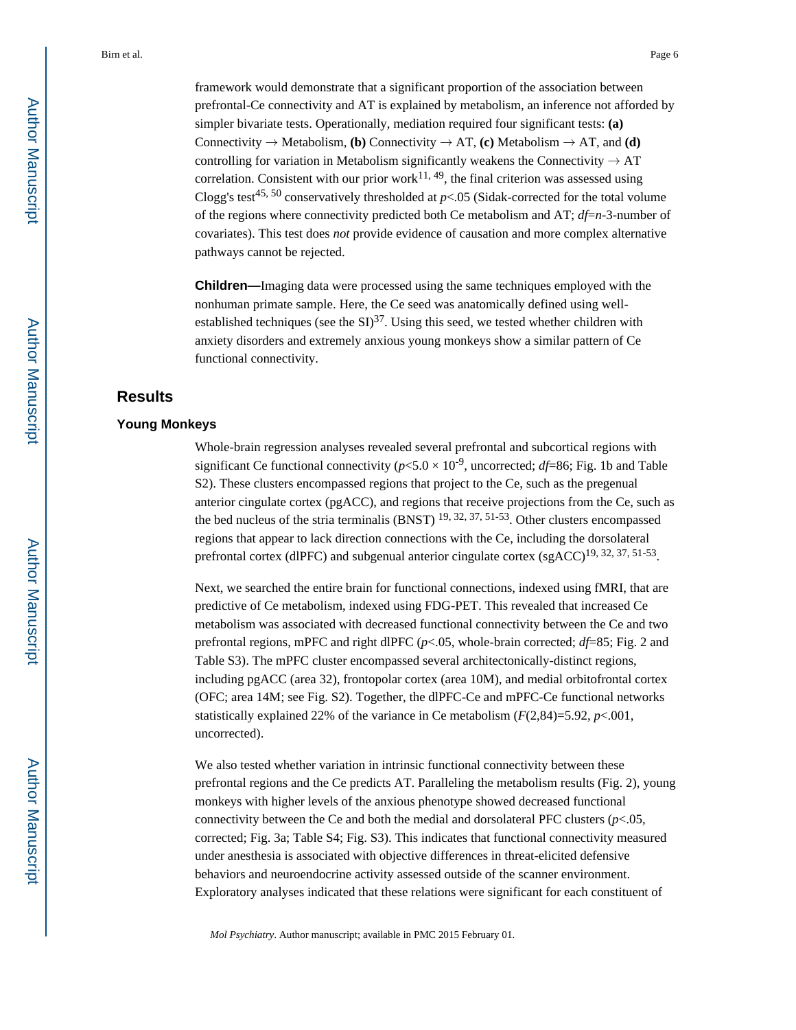framework would demonstrate that a significant proportion of the association between prefrontal-Ce connectivity and AT is explained by metabolism, an inference not afforded by simpler bivariate tests. Operationally, mediation required four significant tests: **(a)** Connectivity → Metabolism, **(b)** Connectivity → AT, **(c)** Metabolism → AT, and **(d)** controlling for variation in Metabolism significantly weakens the Connectivity → AT correlation. Consistent with our prior work[11, 49], the final criterion was assessed using Clogg's test[45, 50] conservatively thresholded at $p<.05$ (Sidak-corrected for the total volume of the regions where connectivity predicted both Ce metabolism and AT; $df=n$-3-number of covariates). This test does *not* provide evidence of causation and more complex alternative pathways cannot be rejected.

**Children—**Imaging data were processed using the same techniques employed with the nonhuman primate sample. Here, the Ce seed was anatomically defined using well-established techniques (see the SI)[37]. Using this seed, we tested whether children with anxiety disorders and extremely anxious young monkeys show a similar pattern of Ce functional connectivity.

## Results

### Young Monkeys

Whole-brain regression analyses revealed several prefrontal and subcortical regions with significant Ce functional connectivity ($p<5.0 \times 10^{-9}$, uncorrected; $df=86$; Fig. 1b and Table S2). These clusters encompassed regions that project to the Ce, such as the pregenual anterior cingulate cortex (pgACC), and regions that receive projections from the Ce, such as the bed nucleus of the stria terminalis (BNST) [19, 32, 37, 51-53]. Other clusters encompassed regions that appear to lack direction connections with the Ce, including the dorsolateral prefrontal cortex (dlPFC) and subgenual anterior cingulate cortex (sgACC)[19, 32, 37, 51-53].

Next, we searched the entire brain for functional connections, indexed using fMRI, that are predictive of Ce metabolism, indexed using FDG-PET. This revealed that increased Ce metabolism was associated with decreased functional connectivity between the Ce and two prefrontal regions, mPFC and right dlPFC ($p<.05$, whole-brain corrected; $df=85$; Fig. 2 and Table S3). The mPFC cluster encompassed several architectonically-distinct regions, including pgACC (area 32), frontopolar cortex (area 10M), and medial orbitofrontal cortex (OFC; area 14M; see Fig. S2). Together, the dlPFC-Ce and mPFC-Ce functional networks statistically explained 22% of the variance in Ce metabolism ($F(2,84)=5.92$, $p<.001$, uncorrected).

We also tested whether variation in intrinsic functional connectivity between these prefrontal regions and the Ce predicts AT. Paralleling the metabolism results (Fig. 2), young monkeys with higher levels of the anxious phenotype showed decreased functional connectivity between the Ce and both the medial and dorsolateral PFC clusters ($p<.05$, corrected; Fig. 3a; Table S4; Fig. S3). This indicates that functional connectivity measured under anesthesia is associated with objective differences in threat-elicited defensive behaviors and neuroendocrine activity assessed outside of the scanner environment. Exploratory analyses indicated that these relations were significant for each constituent of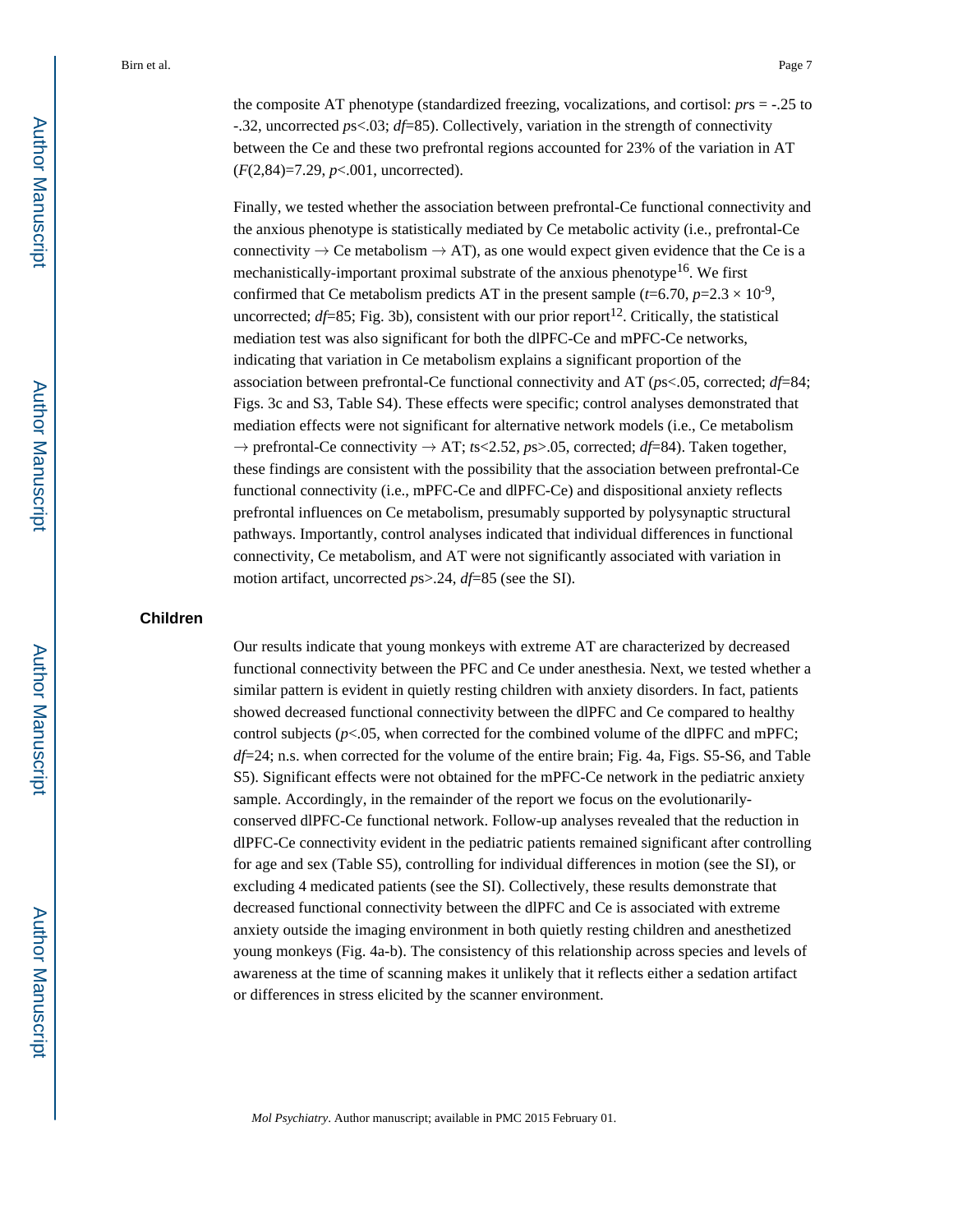the composite AT phenotype (standardized freezing, vocalizations, and cortisol: *pr*s = -.25 to -.32, uncorrected *p*s<.03; *df*=85). Collectively, variation in the strength of connectivity between the Ce and these two prefrontal regions accounted for 23% of the variation in AT ($F(2,84)=7.29$, $p<.001$, uncorrected).

Finally, we tested whether the association between prefrontal-Ce functional connectivity and the anxious phenotype is statistically mediated by Ce metabolic activity (i.e., prefrontal-Ce connectivity → Ce metabolism → AT), as one would expect given evidence that the Ce is a mechanistically-important proximal substrate of the anxious phenotype[16]. We first confirmed that Ce metabolism predicts AT in the present sample ($t=6.70$, $p=2.3 \times 10^{-9}$, uncorrected; *df*=85; Fig. 3b), consistent with our prior report[12]. Critically, the statistical mediation test was also significant for both the dlPFC-Ce and mPFC-Ce networks, indicating that variation in Ce metabolism explains a significant proportion of the association between prefrontal-Ce functional connectivity and AT (*p*s<.05, corrected; *df*=84; Figs. 3c and S3, Table S4). These effects were specific; control analyses demonstrated that mediation effects were not significant for alternative network models (i.e., Ce metabolism → prefrontal-Ce connectivity → AT; *t*s<2.52, *p*s>.05, corrected; *df*=84). Taken together, these findings are consistent with the possibility that the association between prefrontal-Ce functional connectivity (i.e., mPFC-Ce and dlPFC-Ce) and dispositional anxiety reflects prefrontal influences on Ce metabolism, presumably supported by polysynaptic structural pathways. Importantly, control analyses indicated that individual differences in functional connectivity, Ce metabolism, and AT were not significantly associated with variation in motion artifact, uncorrected *p*s>.24, *df*=85 (see the SI).

### Children

Our results indicate that young monkeys with extreme AT are characterized by decreased functional connectivity between the PFC and Ce under anesthesia. Next, we tested whether a similar pattern is evident in quietly resting children with anxiety disorders. In fact, patients showed decreased functional connectivity between the dlPFC and Ce compared to healthy control subjects ($p<.05$, when corrected for the combined volume of the dlPFC and mPFC; *df*=24; n.s. when corrected for the volume of the entire brain; Fig. 4a, Figs. S5-S6, and Table S5). Significant effects were not obtained for the mPFC-Ce network in the pediatric anxiety sample. Accordingly, in the remainder of the report we focus on the evolutionarily-conserved dlPFC-Ce functional network. Follow-up analyses revealed that the reduction in dlPFC-Ce connectivity evident in the pediatric patients remained significant after controlling for age and sex (Table S5), controlling for individual differences in motion (see the SI), or excluding 4 medicated patients (see the SI). Collectively, these results demonstrate that decreased functional connectivity between the dlPFC and Ce is associated with extreme anxiety outside the imaging environment in both quietly resting children and anesthetized young monkeys (Fig. 4a-b). The consistency of this relationship across species and levels of awareness at the time of scanning makes it unlikely that it reflects either a sedation artifact or differences in stress elicited by the scanner environment.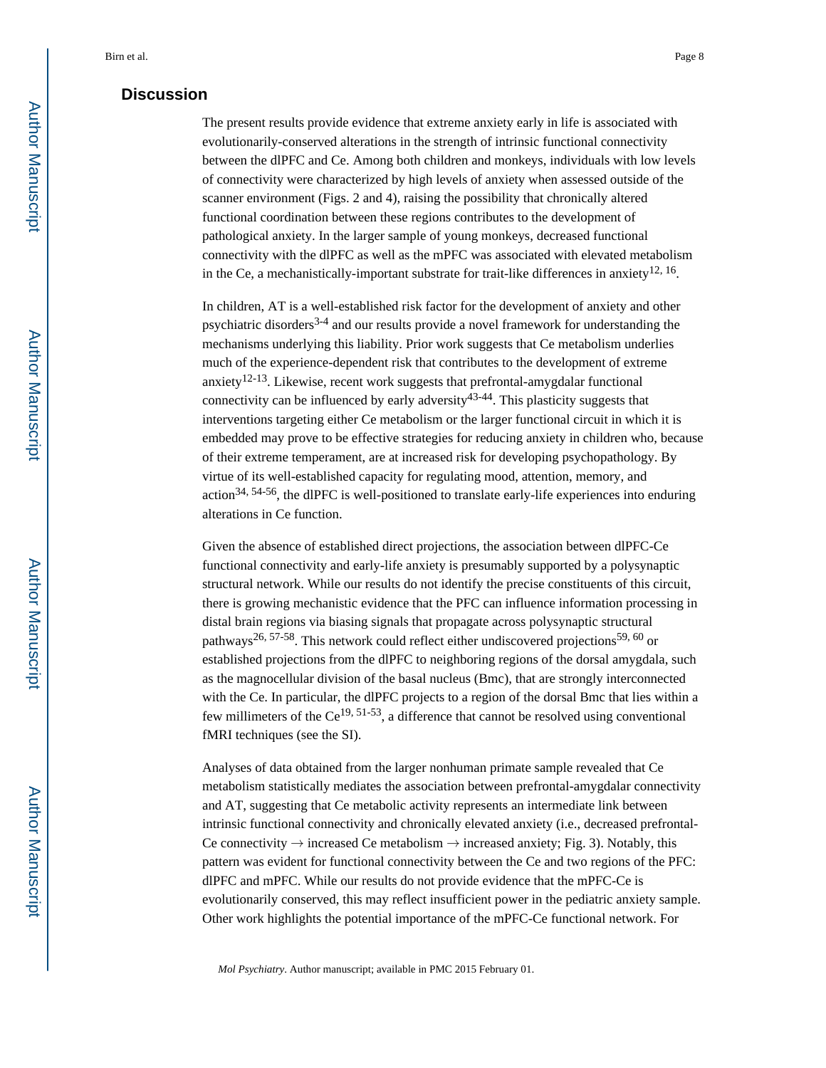## Discussion

The present results provide evidence that extreme anxiety early in life is associated with evolutionarily-conserved alterations in the strength of intrinsic functional connectivity between the dlPFC and Ce. Among both children and monkeys, individuals with low levels of connectivity were characterized by high levels of anxiety when assessed outside of the scanner environment (Figs. 2 and 4), raising the possibility that chronically altered functional coordination between these regions contributes to the development of pathological anxiety. In the larger sample of young monkeys, decreased functional connectivity with the dlPFC as well as the mPFC was associated with elevated metabolism in the Ce, a mechanistically-important substrate for trait-like differences in anxiety[12, 16].

In children, AT is a well-established risk factor for the development of anxiety and other psychiatric disorders[3-4] and our results provide a novel framework for understanding the mechanisms underlying this liability. Prior work suggests that Ce metabolism underlies much of the experience-dependent risk that contributes to the development of extreme anxiety[12-13]. Likewise, recent work suggests that prefrontal-amygdalar functional connectivity can be influenced by early adversity[43-44]. This plasticity suggests that interventions targeting either Ce metabolism or the larger functional circuit in which it is embedded may prove to be effective strategies for reducing anxiety in children who, because of their extreme temperament, are at increased risk for developing psychopathology. By virtue of its well-established capacity for regulating mood, attention, memory, and action[34, 54-56], the dlPFC is well-positioned to translate early-life experiences into enduring alterations in Ce function.

Given the absence of established direct projections, the association between dlPFC-Ce functional connectivity and early-life anxiety is presumably supported by a polysynaptic structural network. While our results do not identify the precise constituents of this circuit, there is growing mechanistic evidence that the PFC can influence information processing in distal brain regions via biasing signals that propagate across polysynaptic structural pathways[26, 57-58]. This network could reflect either undiscovered projections[59, 60] or established projections from the dlPFC to neighboring regions of the dorsal amygdala, such as the magnocellular division of the basal nucleus (Bmc), that are strongly interconnected with the Ce. In particular, the dlPFC projects to a region of the dorsal Bmc that lies within a few millimeters of the Ce[19, 51-53], a difference that cannot be resolved using conventional fMRI techniques (see the SI).

Analyses of data obtained from the larger nonhuman primate sample revealed that Ce metabolism statistically mediates the association between prefrontal-amygdalar connectivity and AT, suggesting that Ce metabolic activity represents an intermediate link between intrinsic functional connectivity and chronically elevated anxiety (i.e., decreased prefrontal-Ce connectivity → increased Ce metabolism → increased anxiety; Fig. 3). Notably, this pattern was evident for functional connectivity between the Ce and two regions of the PFC: dlPFC and mPFC. While our results do not provide evidence that the mPFC-Ce is evolutionarily conserved, this may reflect insufficient power in the pediatric anxiety sample. Other work highlights the potential importance of the mPFC-Ce functional network. For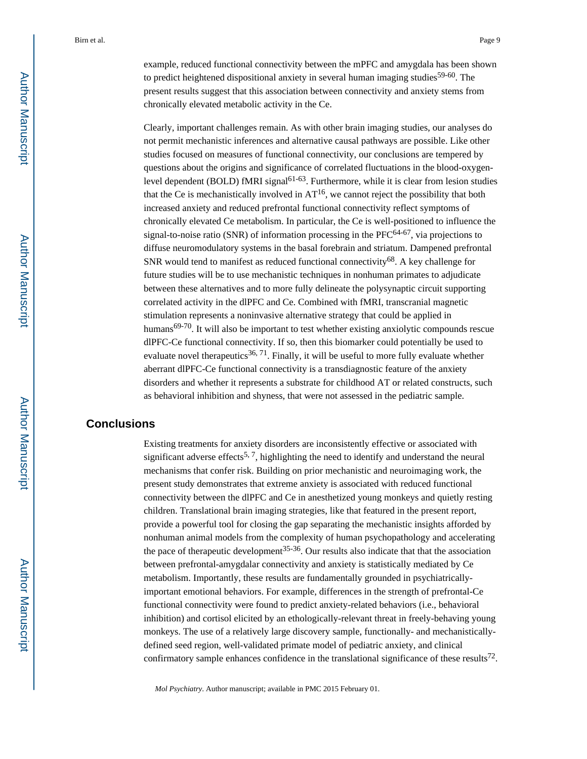example, reduced functional connectivity between the mPFC and amygdala has been shown to predict heightened dispositional anxiety in several human imaging studies[59-60]. The present results suggest that this association between connectivity and anxiety stems from chronically elevated metabolic activity in the Ce.

Clearly, important challenges remain. As with other brain imaging studies, our analyses do not permit mechanistic inferences and alternative causal pathways are possible. Like other studies focused on measures of functional connectivity, our conclusions are tempered by questions about the origins and significance of correlated fluctuations in the blood-oxygen-level dependent (BOLD) fMRI signal[61-63]. Furthermore, while it is clear from lesion studies that the Ce is mechanistically involved in AT[16], we cannot reject the possibility that both increased anxiety and reduced prefrontal functional connectivity reflect symptoms of chronically elevated Ce metabolism. In particular, the Ce is well-positioned to influence the signal-to-noise ratio (SNR) of information processing in the PFC[64-67], via projections to diffuse neuromodulatory systems in the basal forebrain and striatum. Dampened prefrontal SNR would tend to manifest as reduced functional connectivity[68]. A key challenge for future studies will be to use mechanistic techniques in nonhuman primates to adjudicate between these alternatives and to more fully delineate the polysynaptic circuit supporting correlated activity in the dlPFC and Ce. Combined with fMRI, transcranial magnetic stimulation represents a noninvasive alternative strategy that could be applied in humans[69-70]. It will also be important to test whether existing anxiolytic compounds rescue dlPFC-Ce functional connectivity. If so, then this biomarker could potentially be used to evaluate novel therapeutics[36, 71]. Finally, it will be useful to more fully evaluate whether aberrant dlPFC-Ce functional connectivity is a transdiagnostic feature of the anxiety disorders and whether it represents a substrate for childhood AT or related constructs, such as behavioral inhibition and shyness, that were not assessed in the pediatric sample.

## Conclusions

Existing treatments for anxiety disorders are inconsistently effective or associated with significant adverse effects[5, 7], highlighting the need to identify and understand the neural mechanisms that confer risk. Building on prior mechanistic and neuroimaging work, the present study demonstrates that extreme anxiety is associated with reduced functional connectivity between the dlPFC and Ce in anesthetized young monkeys and quietly resting children. Translational brain imaging strategies, like that featured in the present report, provide a powerful tool for closing the gap separating the mechanistic insights afforded by nonhuman animal models from the complexity of human psychopathology and accelerating the pace of therapeutic development[35-36]. Our results also indicate that that the association between prefrontal-amygdalar connectivity and anxiety is statistically mediated by Ce metabolism. Importantly, these results are fundamentally grounded in psychiatrically-important emotional behaviors. For example, differences in the strength of prefrontal-Ce functional connectivity were found to predict anxiety-related behaviors (i.e., behavioral inhibition) and cortisol elicited by an ethologically-relevant threat in freely-behaving young monkeys. The use of a relatively large discovery sample, functionally- and mechanistically-defined seed region, well-validated primate model of pediatric anxiety, and clinical confirmatory sample enhances confidence in the translational significance of these results[72].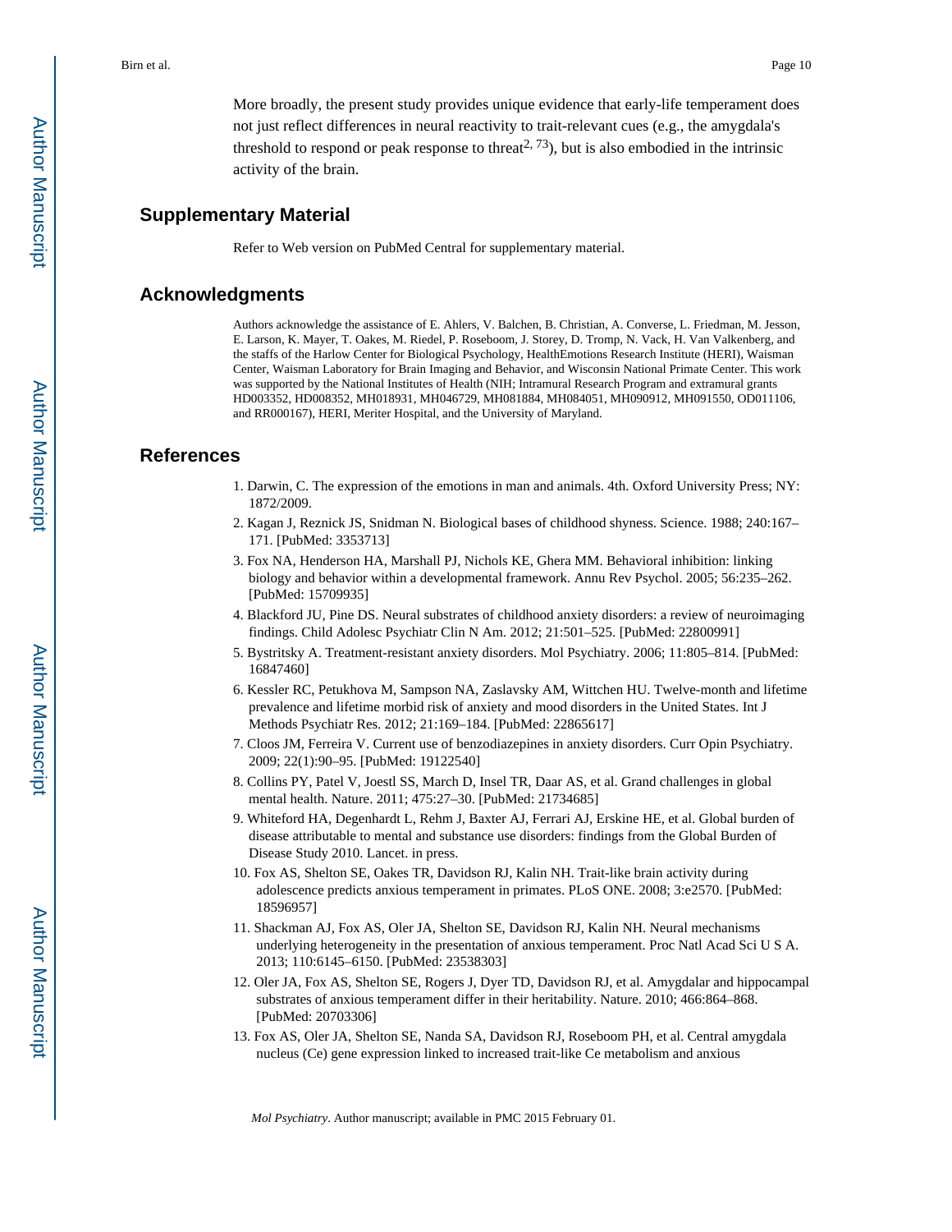More broadly, the present study provides unique evidence that early-life temperament does not just reflect differences in neural reactivity to trait-relevant cues (e.g., the amygdala's threshold to respond or peak response to threat[2, 73]), but is also embodied in the intrinsic activity of the brain.

## Supplementary Material

Refer to Web version on PubMed Central for supplementary material.

## Acknowledgments

Authors acknowledge the assistance of E. Ahlers, V. Balchen, B. Christian, A. Converse, L. Friedman, M. Jesson, E. Larson, K. Mayer, T. Oakes, M. Riedel, P. Roseboom, J. Storey, D. Tromp, N. Vack, H. Van Valkenberg, and the staffs of the Harlow Center for Biological Psychology, HealthEmotions Research Institute (HERI), Waisman Center, Waisman Laboratory for Brain Imaging and Behavior, and Wisconsin National Primate Center. This work was supported by the National Institutes of Health (NIH; Intramural Research Program and extramural grants HD003352, HD008352, MH018931, MH046729, MH081884, MH084051, MH090912, MH091550, OD011106, and RR000167), HERI, Meriter Hospital, and the University of Maryland.

## References

1. Darwin, C. The expression of the emotions in man and animals. 4th. Oxford University Press; NY: 1872/2009.
2. Kagan J, Reznick JS, Snidman N. Biological bases of childhood shyness. Science. 1988; 240:167–171. [PubMed: 3353713]
3. Fox NA, Henderson HA, Marshall PJ, Nichols KE, Ghera MM. Behavioral inhibition: linking biology and behavior within a developmental framework. Annu Rev Psychol. 2005; 56:235–262. [PubMed: 15709935]
4. Blackford JU, Pine DS. Neural substrates of childhood anxiety disorders: a review of neuroimaging findings. Child Adolesc Psychiatr Clin N Am. 2012; 21:501–525. [PubMed: 22800991]
5. Bystritsky A. Treatment-resistant anxiety disorders. Mol Psychiatry. 2006; 11:805–814. [PubMed: 16847460]
6. Kessler RC, Petukhova M, Sampson NA, Zaslavsky AM, Wittchen HU. Twelve-month and lifetime prevalence and lifetime morbid risk of anxiety and mood disorders in the United States. Int J Methods Psychiatr Res. 2012; 21:169–184. [PubMed: 22865617]
7. Cloos JM, Ferreira V. Current use of benzodiazepines in anxiety disorders. Curr Opin Psychiatry. 2009; 22(1):90–95. [PubMed: 19122540]
8. Collins PY, Patel V, Joestl SS, March D, Insel TR, Daar AS, et al. Grand challenges in global mental health. Nature. 2011; 475:27–30. [PubMed: 21734685]
9. Whiteford HA, Degenhardt L, Rehm J, Baxter AJ, Ferrari AJ, Erskine HE, et al. Global burden of disease attributable to mental and substance use disorders: findings from the Global Burden of Disease Study 2010. Lancet. in press.
10. Fox AS, Shelton SE, Oakes TR, Davidson RJ, Kalin NH. Trait-like brain activity during adolescence predicts anxious temperament in primates. PLoS ONE. 2008; 3:e2570. [PubMed: 18596957]
11. Shackman AJ, Fox AS, Oler JA, Shelton SE, Davidson RJ, Kalin NH. Neural mechanisms underlying heterogeneity in the presentation of anxious temperament. Proc Natl Acad Sci U S A. 2013; 110:6145–6150. [PubMed: 23538303]
12. Oler JA, Fox AS, Shelton SE, Rogers J, Dyer TD, Davidson RJ, et al. Amygdalar and hippocampal substrates of anxious temperament differ in their heritability. Nature. 2010; 466:864–868. [PubMed: 20703306]
13. Fox AS, Oler JA, Shelton SE, Nanda SA, Davidson RJ, Roseboom PH, et al. Central amygdala nucleus (Ce) gene expression linked to increased trait-like Ce metabolism and anxious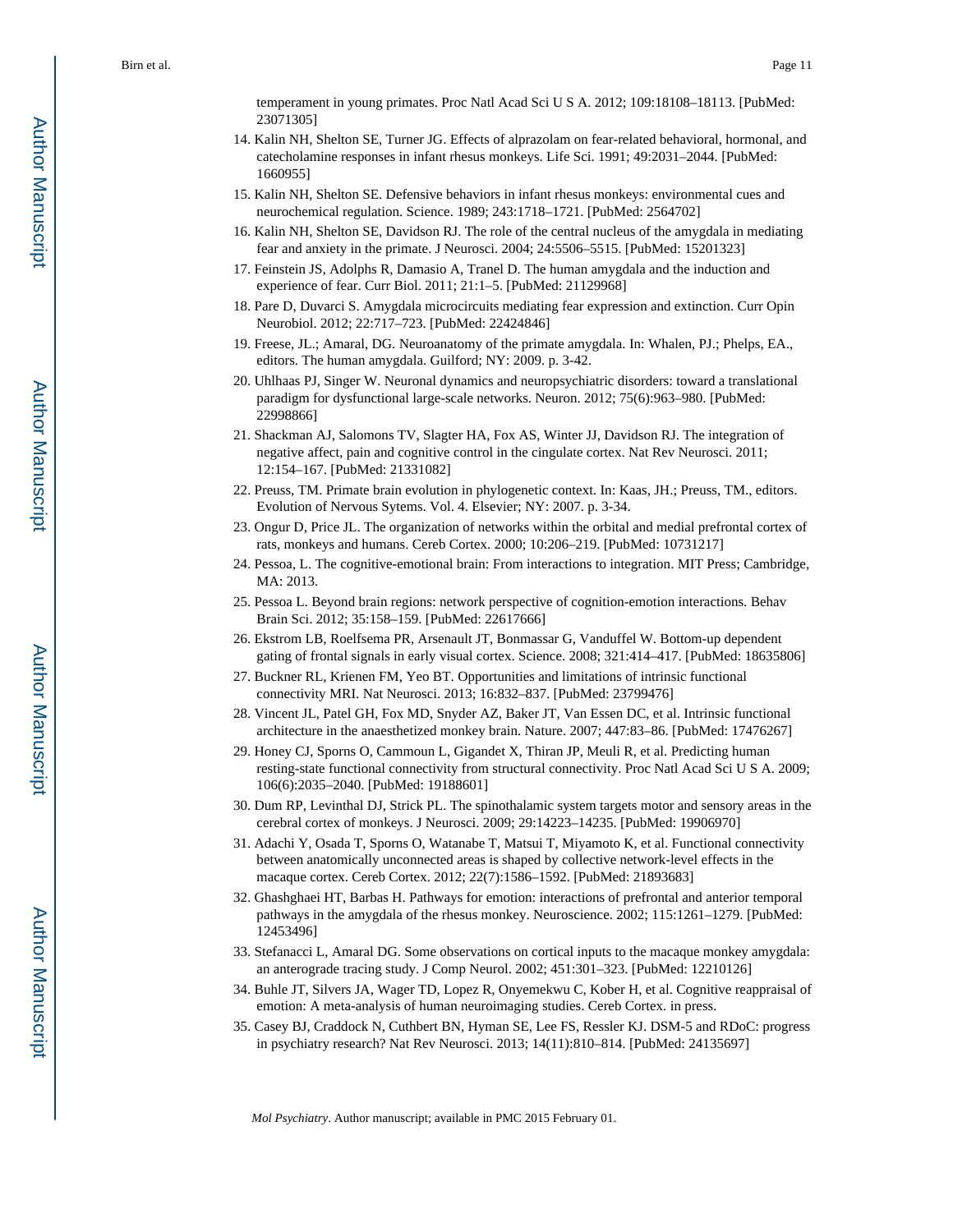temperament in young primates. Proc Natl Acad Sci U S A. 2012; 109:18108–18113. [PubMed: 23071305]

14. Kalin NH, Shelton SE, Turner JG. Effects of alprazolam on fear-related behavioral, hormonal, and catecholamine responses in infant rhesus monkeys. Life Sci. 1991; 49:2031–2044. [PubMed: 1660955]
15. Kalin NH, Shelton SE. Defensive behaviors in infant rhesus monkeys: environmental cues and neurochemical regulation. Science. 1989; 243:1718–1721. [PubMed: 2564702]
16. Kalin NH, Shelton SE, Davidson RJ. The role of the central nucleus of the amygdala in mediating fear and anxiety in the primate. J Neurosci. 2004; 24:5506–5515. [PubMed: 15201323]
17. Feinstein JS, Adolphs R, Damasio A, Tranel D. The human amygdala and the induction and experience of fear. Curr Biol. 2011; 21:1–5. [PubMed: 21129968]
18. Pare D, Duvarci S. Amygdala microcircuits mediating fear expression and extinction. Curr Opin Neurobiol. 2012; 22:717–723. [PubMed: 22424846]
19. Freese, JL.; Amaral, DG. Neuroanatomy of the primate amygdala. In: Whalen, PJ.; Phelps, EA., editors. The human amygdala. Guilford; NY: 2009. p. 3-42.
20. Uhlhaas PJ, Singer W. Neuronal dynamics and neuropsychiatric disorders: toward a translational paradigm for dysfunctional large-scale networks. Neuron. 2012; 75(6):963–980. [PubMed: 22998866]
21. Shackman AJ, Salomons TV, Slagter HA, Fox AS, Winter JJ, Davidson RJ. The integration of negative affect, pain and cognitive control in the cingulate cortex. Nat Rev Neurosci. 2011; 12:154–167. [PubMed: 21331082]
22. Preuss, TM. Primate brain evolution in phylogenetic context. In: Kaas, JH.; Preuss, TM., editors. Evolution of Nervous Sytems. Vol. 4. Elsevier; NY: 2007. p. 3-34.
23. Ongur D, Price JL. The organization of networks within the orbital and medial prefrontal cortex of rats, monkeys and humans. Cereb Cortex. 2000; 10:206–219. [PubMed: 10731217]
24. Pessoa, L. The cognitive-emotional brain: From interactions to integration. MIT Press; Cambridge, MA: 2013.
25. Pessoa L. Beyond brain regions: network perspective of cognition-emotion interactions. Behav Brain Sci. 2012; 35:158–159. [PubMed: 22617666]
26. Ekstrom LB, Roelfsema PR, Arsenault JT, Bonmassar G, Vanduffel W. Bottom-up dependent gating of frontal signals in early visual cortex. Science. 2008; 321:414–417. [PubMed: 18635806]
27. Buckner RL, Krienen FM, Yeo BT. Opportunities and limitations of intrinsic functional connectivity MRI. Nat Neurosci. 2013; 16:832–837. [PubMed: 23799476]
28. Vincent JL, Patel GH, Fox MD, Snyder AZ, Baker JT, Van Essen DC, et al. Intrinsic functional architecture in the anaesthetized monkey brain. Nature. 2007; 447:83–86. [PubMed: 17476267]
29. Honey CJ, Sporns O, Cammoun L, Gigandet X, Thiran JP, Meuli R, et al. Predicting human resting-state functional connectivity from structural connectivity. Proc Natl Acad Sci U S A. 2009; 106(6):2035–2040. [PubMed: 19188601]
30. Dum RP, Levinthal DJ, Strick PL. The spinothalamic system targets motor and sensory areas in the cerebral cortex of monkeys. J Neurosci. 2009; 29:14223–14235. [PubMed: 19906970]
31. Adachi Y, Osada T, Sporns O, Watanabe T, Matsui T, Miyamoto K, et al. Functional connectivity between anatomically unconnected areas is shaped by collective network-level effects in the macaque cortex. Cereb Cortex. 2012; 22(7):1586–1592. [PubMed: 21893683]
32. Ghashghaei HT, Barbas H. Pathways for emotion: interactions of prefrontal and anterior temporal pathways in the amygdala of the rhesus monkey. Neuroscience. 2002; 115:1261–1279. [PubMed: 12453496]
33. Stefanacci L, Amaral DG. Some observations on cortical inputs to the macaque monkey amygdala: an anterograde tracing study. J Comp Neurol. 2002; 451:301–323. [PubMed: 12210126]
34. Buhle JT, Silvers JA, Wager TD, Lopez R, Onyemekwu C, Kober H, et al. Cognitive reappraisal of emotion: A meta-analysis of human neuroimaging studies. Cereb Cortex. in press.
35. Casey BJ, Craddock N, Cuthbert BN, Hyman SE, Lee FS, Ressler KJ. DSM-5 and RDoC: progress in psychiatry research? Nat Rev Neurosci. 2013; 14(11):810–814. [PubMed: 24135697]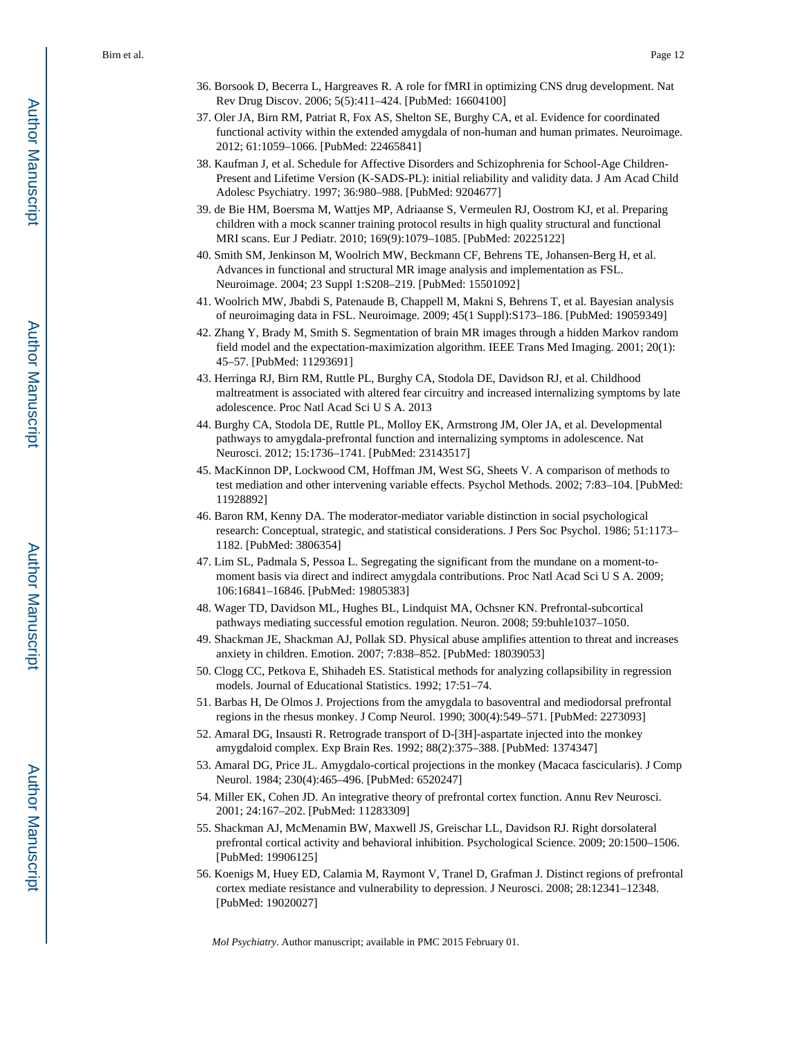36. Borsook D, Becerra L, Hargreaves R. A role for fMRI in optimizing CNS drug development. Nat Rev Drug Discov. 2006; 5(5):411–424. [PubMed: 16604100]
37. Oler JA, Birn RM, Patriat R, Fox AS, Shelton SE, Burghy CA, et al. Evidence for coordinated functional activity within the extended amygdala of non-human and human primates. Neuroimage. 2012; 61:1059–1066. [PubMed: 22465841]
38. Kaufman J, et al. Schedule for Affective Disorders and Schizophrenia for School-Age Children-Present and Lifetime Version (K-SADS-PL): initial reliability and validity data. J Am Acad Child Adolesc Psychiatry. 1997; 36:980–988. [PubMed: 9204677]
39. de Bie HM, Boersma M, Wattjes MP, Adriaanse S, Vermeulen RJ, Oostrom KJ, et al. Preparing children with a mock scanner training protocol results in high quality structural and functional MRI scans. Eur J Pediatr. 2010; 169(9):1079–1085. [PubMed: 20225122]
40. Smith SM, Jenkinson M, Woolrich MW, Beckmann CF, Behrens TE, Johansen-Berg H, et al. Advances in functional and structural MR image analysis and implementation as FSL. Neuroimage. 2004; 23 Suppl 1:S208–219. [PubMed: 15501092]
41. Woolrich MW, Jbabdi S, Patenaude B, Chappell M, Makni S, Behrens T, et al. Bayesian analysis of neuroimaging data in FSL. Neuroimage. 2009; 45(1 Suppl):S173–186. [PubMed: 19059349]
42. Zhang Y, Brady M, Smith S. Segmentation of brain MR images through a hidden Markov random field model and the expectation-maximization algorithm. IEEE Trans Med Imaging. 2001; 20(1): 45–57. [PubMed: 11293691]
43. Herringa RJ, Birn RM, Ruttle PL, Burghy CA, Stodola DE, Davidson RJ, et al. Childhood maltreatment is associated with altered fear circuitry and increased internalizing symptoms by late adolescence. Proc Natl Acad Sci U S A. 2013
44. Burghy CA, Stodola DE, Ruttle PL, Molloy EK, Armstrong JM, Oler JA, et al. Developmental pathways to amygdala-prefrontal function and internalizing symptoms in adolescence. Nat Neurosci. 2012; 15:1736–1741. [PubMed: 23143517]
45. MacKinnon DP, Lockwood CM, Hoffman JM, West SG, Sheets V. A comparison of methods to test mediation and other intervening variable effects. Psychol Methods. 2002; 7:83–104. [PubMed: 11928892]
46. Baron RM, Kenny DA. The moderator-mediator variable distinction in social psychological research: Conceptual, strategic, and statistical considerations. J Pers Soc Psychol. 1986; 51:1173–1182. [PubMed: 3806354]
47. Lim SL, Padmala S, Pessoa L. Segregating the significant from the mundane on a moment-to-moment basis via direct and indirect amygdala contributions. Proc Natl Acad Sci U S A. 2009; 106:16841–16846. [PubMed: 19805383]
48. Wager TD, Davidson ML, Hughes BL, Lindquist MA, Ochsner KN. Prefrontal-subcortical pathways mediating successful emotion regulation. Neuron. 2008; 59:buhle1037–1050.
49. Shackman JE, Shackman AJ, Pollak SD. Physical abuse amplifies attention to threat and increases anxiety in children. Emotion. 2007; 7:838–852. [PubMed: 18039053]
50. Clogg CC, Petkova E, Shihadeh ES. Statistical methods for analyzing collapsibility in regression models. Journal of Educational Statistics. 1992; 17:51–74.
51. Barbas H, De Olmos J. Projections from the amygdala to basoventral and mediodorsal prefrontal regions in the rhesus monkey. J Comp Neurol. 1990; 300(4):549–571. [PubMed: 2273093]
52. Amaral DG, Insausti R. Retrograde transport of D-[3H]-aspartate injected into the monkey amygdaloid complex. Exp Brain Res. 1992; 88(2):375–388. [PubMed: 1374347]
53. Amaral DG, Price JL. Amygdalo-cortical projections in the monkey (Macaca fascicularis). J Comp Neurol. 1984; 230(4):465–496. [PubMed: 6520247]
54. Miller EK, Cohen JD. An integrative theory of prefrontal cortex function. Annu Rev Neurosci. 2001; 24:167–202. [PubMed: 11283309]
55. Shackman AJ, McMenamin BW, Maxwell JS, Greischar LL, Davidson RJ. Right dorsolateral prefrontal cortical activity and behavioral inhibition. Psychological Science. 2009; 20:1500–1506. [PubMed: 19906125]
56. Koenigs M, Huey ED, Calamia M, Raymont V, Tranel D, Grafman J. Distinct regions of prefrontal cortex mediate resistance and vulnerability to depression. J Neurosci. 2008; 28:12341–12348. [PubMed: 19020027]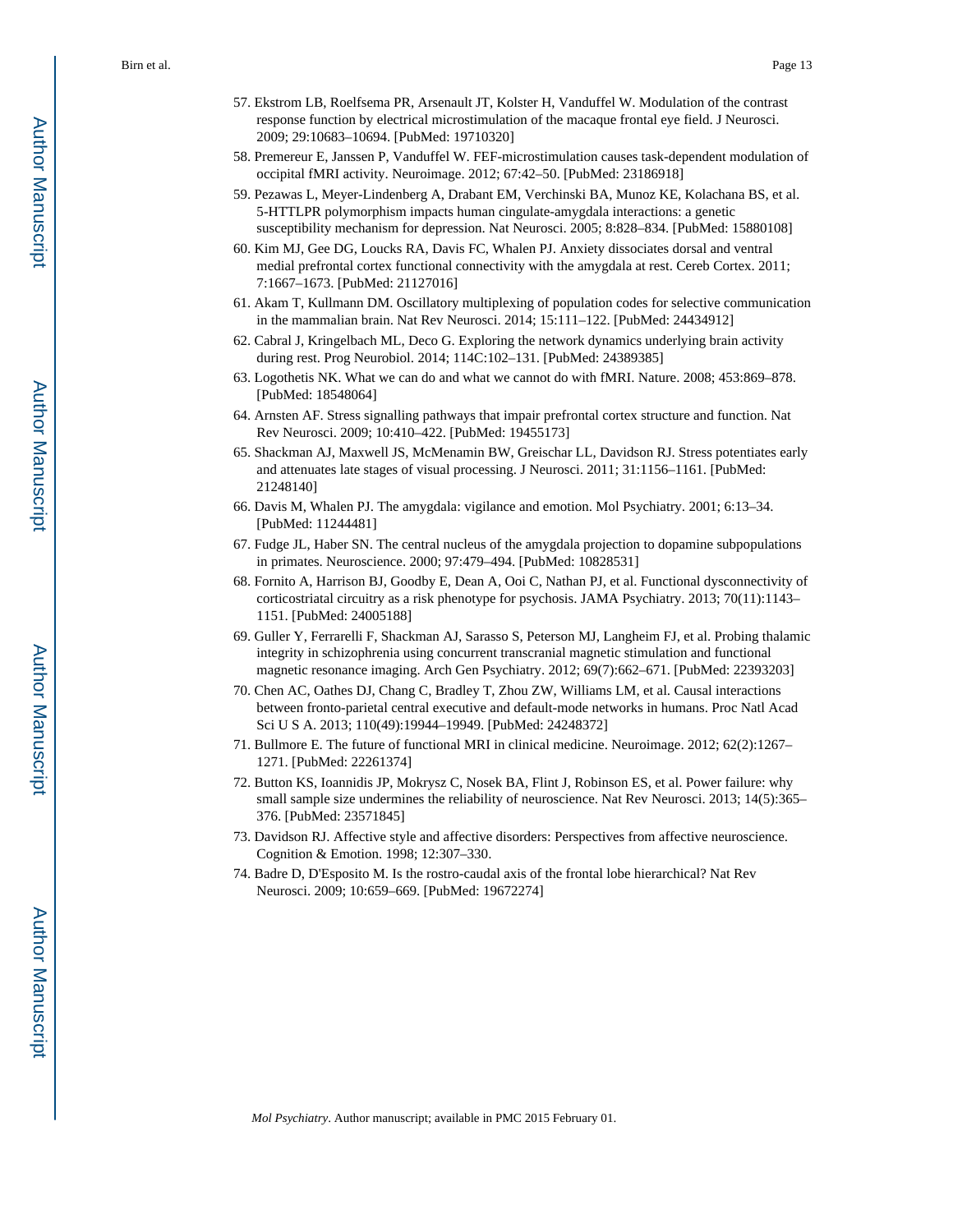57. Ekstrom LB, Roelfsema PR, Arsenault JT, Kolster H, Vanduffel W. Modulation of the contrast response function by electrical microstimulation of the macaque frontal eye field. J Neurosci. 2009; 29:10683–10694. [PubMed: 19710320]
58. Premereur E, Janssen P, Vanduffel W. FEF-microstimulation causes task-dependent modulation of occipital fMRI activity. Neuroimage. 2012; 67:42–50. [PubMed: 23186918]
59. Pezawas L, Meyer-Lindenberg A, Drabant EM, Verchinski BA, Munoz KE, Kolachana BS, et al. 5-HTTLPR polymorphism impacts human cingulate-amygdala interactions: a genetic susceptibility mechanism for depression. Nat Neurosci. 2005; 8:828–834. [PubMed: 15880108]
60. Kim MJ, Gee DG, Loucks RA, Davis FC, Whalen PJ. Anxiety dissociates dorsal and ventral medial prefrontal cortex functional connectivity with the amygdala at rest. Cereb Cortex. 2011; 7:1667–1673. [PubMed: 21127016]
61. Akam T, Kullmann DM. Oscillatory multiplexing of population codes for selective communication in the mammalian brain. Nat Rev Neurosci. 2014; 15:111–122. [PubMed: 24434912]
62. Cabral J, Kringelbach ML, Deco G. Exploring the network dynamics underlying brain activity during rest. Prog Neurobiol. 2014; 114C:102–131. [PubMed: 24389385]
63. Logothetis NK. What we can do and what we cannot do with fMRI. Nature. 2008; 453:869–878. [PubMed: 18548064]
64. Arnsten AF. Stress signalling pathways that impair prefrontal cortex structure and function. Nat Rev Neurosci. 2009; 10:410–422. [PubMed: 19455173]
65. Shackman AJ, Maxwell JS, McMenamin BW, Greischar LL, Davidson RJ. Stress potentiates early and attenuates late stages of visual processing. J Neurosci. 2011; 31:1156–1161. [PubMed: 21248140]
66. Davis M, Whalen PJ. The amygdala: vigilance and emotion. Mol Psychiatry. 2001; 6:13–34. [PubMed: 11244481]
67. Fudge JL, Haber SN. The central nucleus of the amygdala projection to dopamine subpopulations in primates. Neuroscience. 2000; 97:479–494. [PubMed: 10828531]
68. Fornito A, Harrison BJ, Goodby E, Dean A, Ooi C, Nathan PJ, et al. Functional dysconnectivity of corticostriatal circuitry as a risk phenotype for psychosis. JAMA Psychiatry. 2013; 70(11):1143–1151. [PubMed: 24005188]
69. Guller Y, Ferrarelli F, Shackman AJ, Sarasso S, Peterson MJ, Langheim FJ, et al. Probing thalamic integrity in schizophrenia using concurrent transcranial magnetic stimulation and functional magnetic resonance imaging. Arch Gen Psychiatry. 2012; 69(7):662–671. [PubMed: 22393203]
70. Chen AC, Oathes DJ, Chang C, Bradley T, Zhou ZW, Williams LM, et al. Causal interactions between fronto-parietal central executive and default-mode networks in humans. Proc Natl Acad Sci U S A. 2013; 110(49):19944–19949. [PubMed: 24248372]
71. Bullmore E. The future of functional MRI in clinical medicine. Neuroimage. 2012; 62(2):1267–1271. [PubMed: 22261374]
72. Button KS, Ioannidis JP, Mokrysz C, Nosek BA, Flint J, Robinson ES, et al. Power failure: why small sample size undermines the reliability of neuroscience. Nat Rev Neurosci. 2013; 14(5):365–376. [PubMed: 23571845]
73. Davidson RJ. Affective style and affective disorders: Perspectives from affective neuroscience. Cognition & Emotion. 1998; 12:307–330.
74. Badre D, D'Esposito M. Is the rostro-caudal axis of the frontal lobe hierarchical? Nat Rev Neurosci. 2009; 10:659–669. [PubMed: 19672274]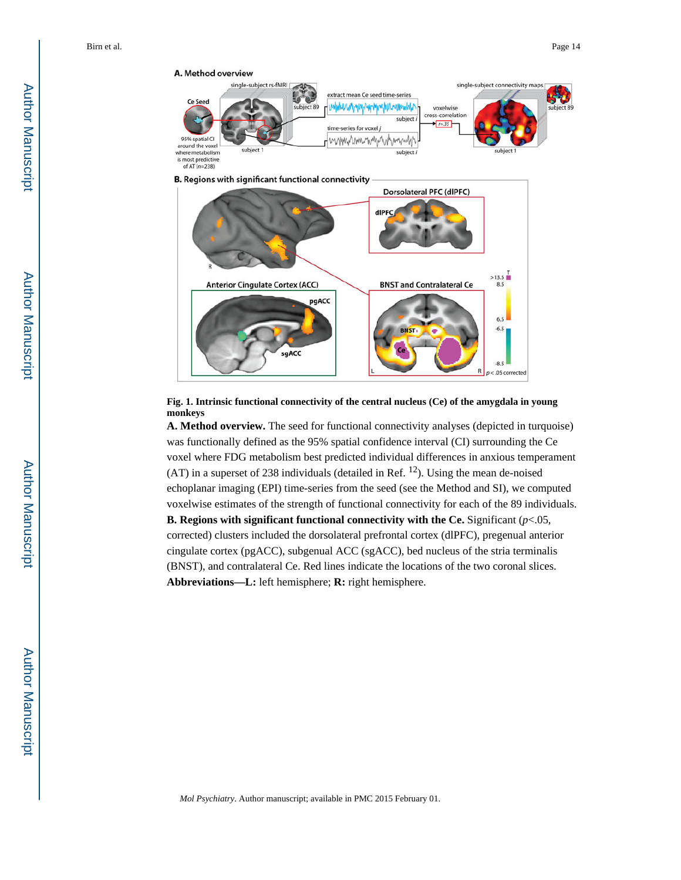**Fig. 1. Intrinsic functional connectivity of the central nucleus (Ce) of the amygdala in young monkeys**

**A. Method overview.** The seed for functional connectivity analyses (depicted in turquoise) was functionally defined as the 95% spatial confidence interval (CI) surrounding the Ce voxel where FDG metabolism best predicted individual differences in anxious temperament (AT) in a superset of 238 individuals (detailed in Ref. [12]). Using the mean de-noised echoplanar imaging (EPI) time-series from the seed (see the Method and SI), we computed voxelwise estimates of the strength of functional connectivity for each of the 89 individuals. **B. Regions with significant functional connectivity with the Ce.** Significant ($p<.05$, corrected) clusters included the dorsolateral prefrontal cortex (dlPFC), pregenual anterior cingulate cortex (pgACC), subgenual ACC (sgACC), bed nucleus of the stria terminalis (BNST), and contralateral Ce. Red lines indicate the locations of the two coronal slices. **Abbreviations—L:** left hemisphere; **R:** right hemisphere.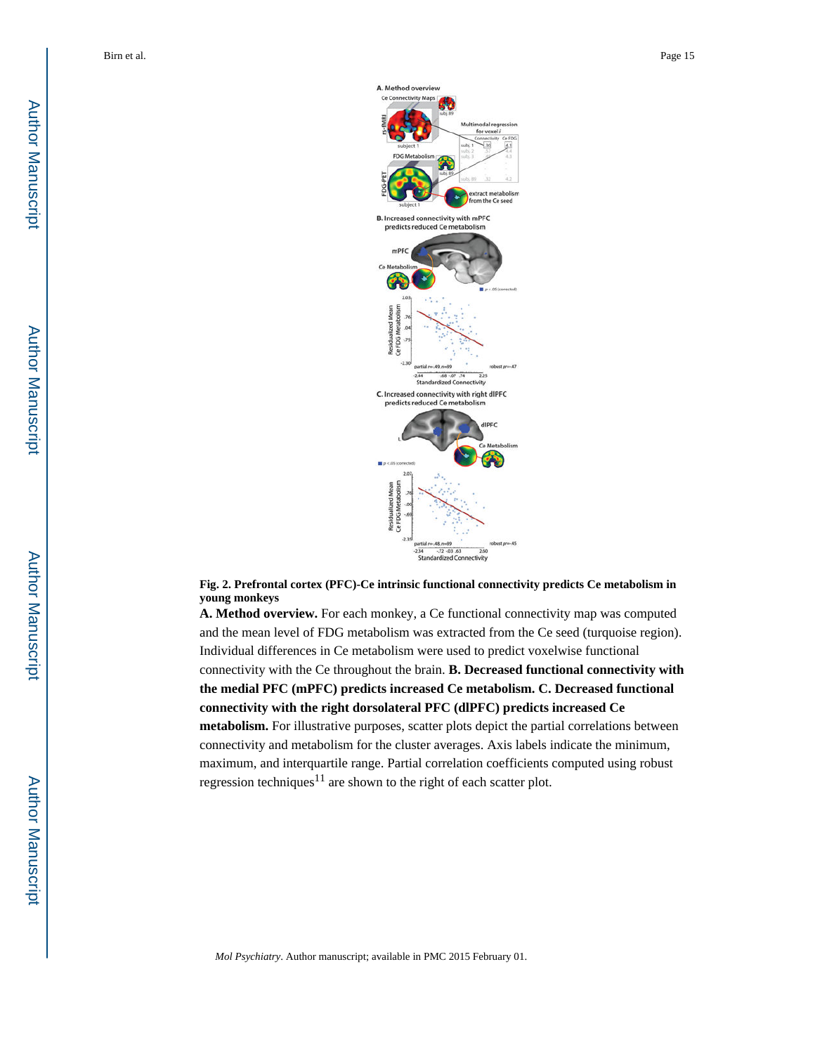**Fig. 2. Prefrontal cortex (PFC)-Ce intrinsic functional connectivity predicts Ce metabolism in young monkeys**

**A. Method overview.** For each monkey, a Ce functional connectivity map was computed and the mean level of FDG metabolism was extracted from the Ce seed (turquoise region). Individual differences in Ce metabolism were used to predict voxelwise functional connectivity with the Ce throughout the brain. **B. Decreased functional connectivity with the medial PFC (mPFC) predicts increased Ce metabolism. C. Decreased functional connectivity with the right dorsolateral PFC (dlPFC) predicts increased Ce metabolism.** For illustrative purposes, scatter plots depict the partial correlations between connectivity and metabolism for the cluster averages. Axis labels indicate the minimum, maximum, and interquartile range. Partial correlation coefficients computed using robust regression techniques[11] are shown to the right of each scatter plot.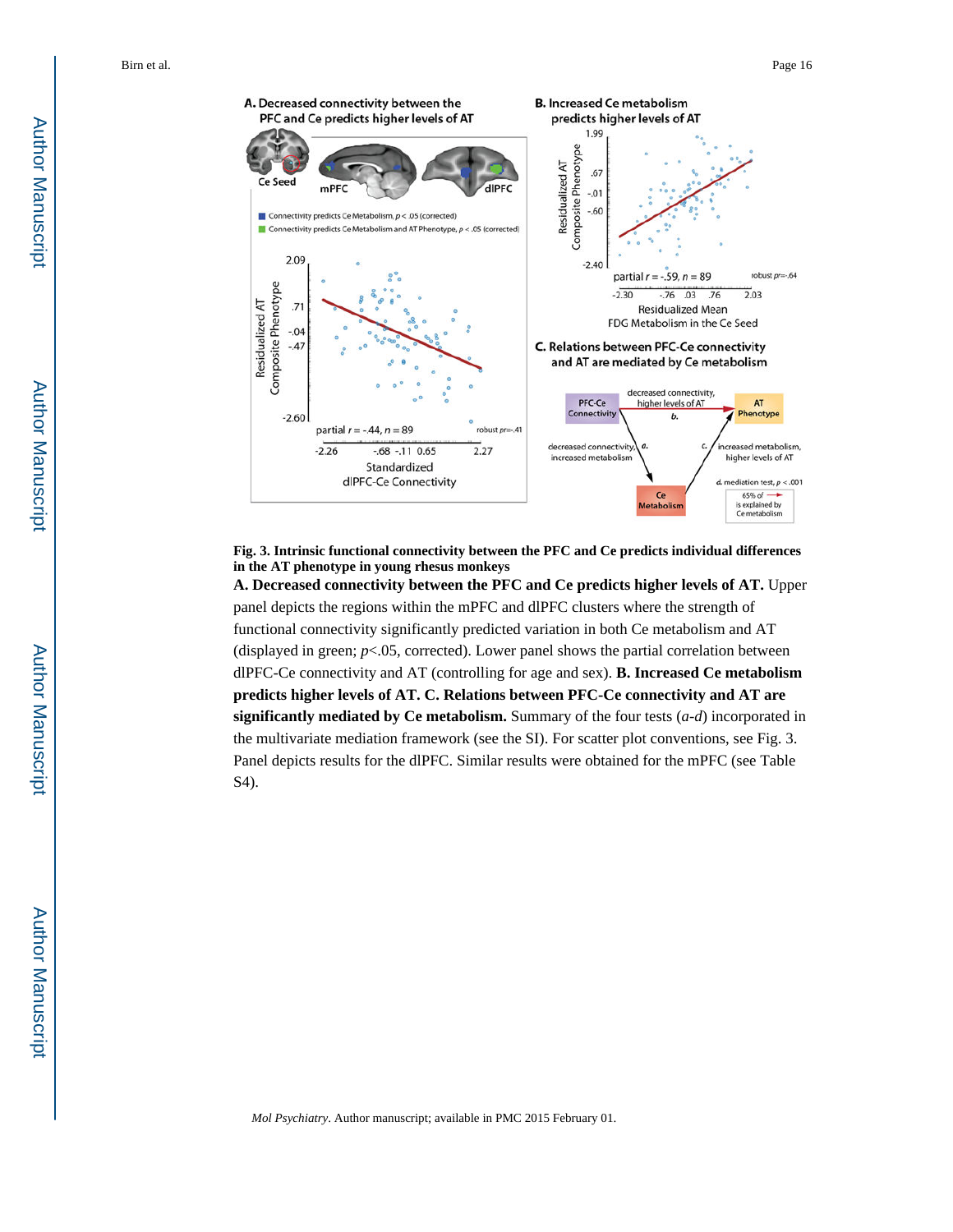**Fig. 3. Intrinsic functional connectivity between the PFC and Ce predicts individual differences in the AT phenotype in young rhesus monkeys**

**A. Decreased connectivity between the PFC and Ce predicts higher levels of AT.** Upper panel depicts the regions within the mPFC and dlPFC clusters where the strength of functional connectivity significantly predicted variation in both Ce metabolism and AT (displayed in green; $p$<.05, corrected). Lower panel shows the partial correlation between dlPFC-Ce connectivity and AT (controlling for age and sex). **B. Increased Ce metabolism predicts higher levels of AT. C. Relations between PFC-Ce connectivity and AT are significantly mediated by Ce metabolism.** Summary of the four tests (*a*-*d*) incorporated in the multivariate mediation framework (see the SI). For scatter plot conventions, see Fig. 3. Panel depicts results for the dlPFC. Similar results were obtained for the mPFC (see Table S4).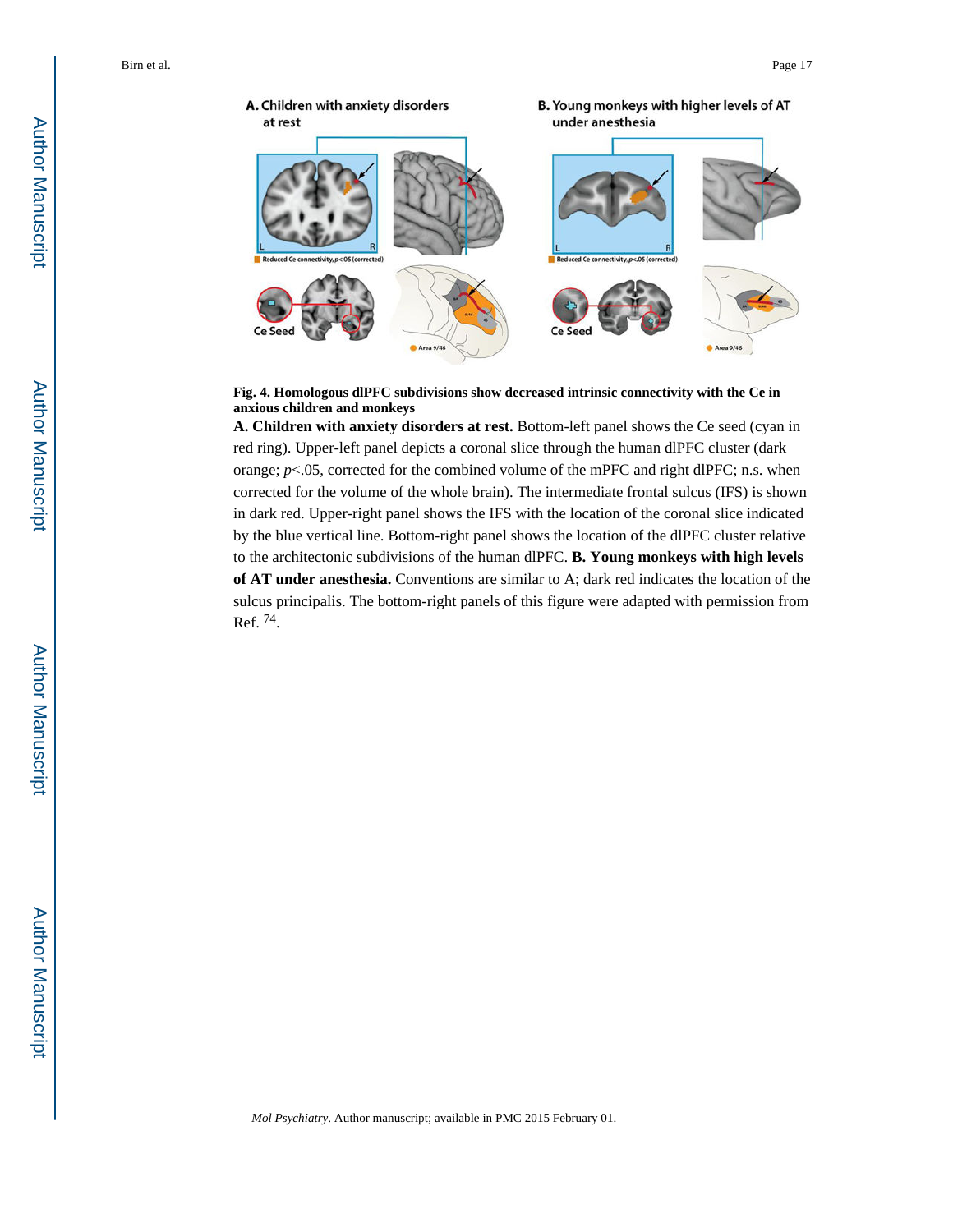A. Children with anxiety disorders at rest

B. Young monkeys with higher levels of AT under anesthesia

L

R

Reduced Ce connectivity, $p<.05$ (corrected)

Ce Seed

Area 9/46

**Fig. 4. Homologous dlPFC subdivisions show decreased intrinsic connectivity with the Ce in anxious children and monkeys**

**A. Children with anxiety disorders at rest.** Bottom-left panel shows the Ce seed (cyan in red ring). Upper-left panel depicts a coronal slice through the human dlPFC cluster (dark orange; $p<.05$, corrected for the combined volume of the mPFC and right dlPFC; n.s. when corrected for the volume of the whole brain). The intermediate frontal sulcus (IFS) is shown in dark red. Upper-right panel shows the IFS with the location of the coronal slice indicated by the blue vertical line. Bottom-right panel shows the location of the dlPFC cluster relative to the architectonic subdivisions of the human dlPFC. **B. Young monkeys with high levels of AT under anesthesia.** Conventions are similar to A; dark red indicates the location of the sulcus principalis. The bottom-right panels of this figure were adapted with permission from Ref. [74].